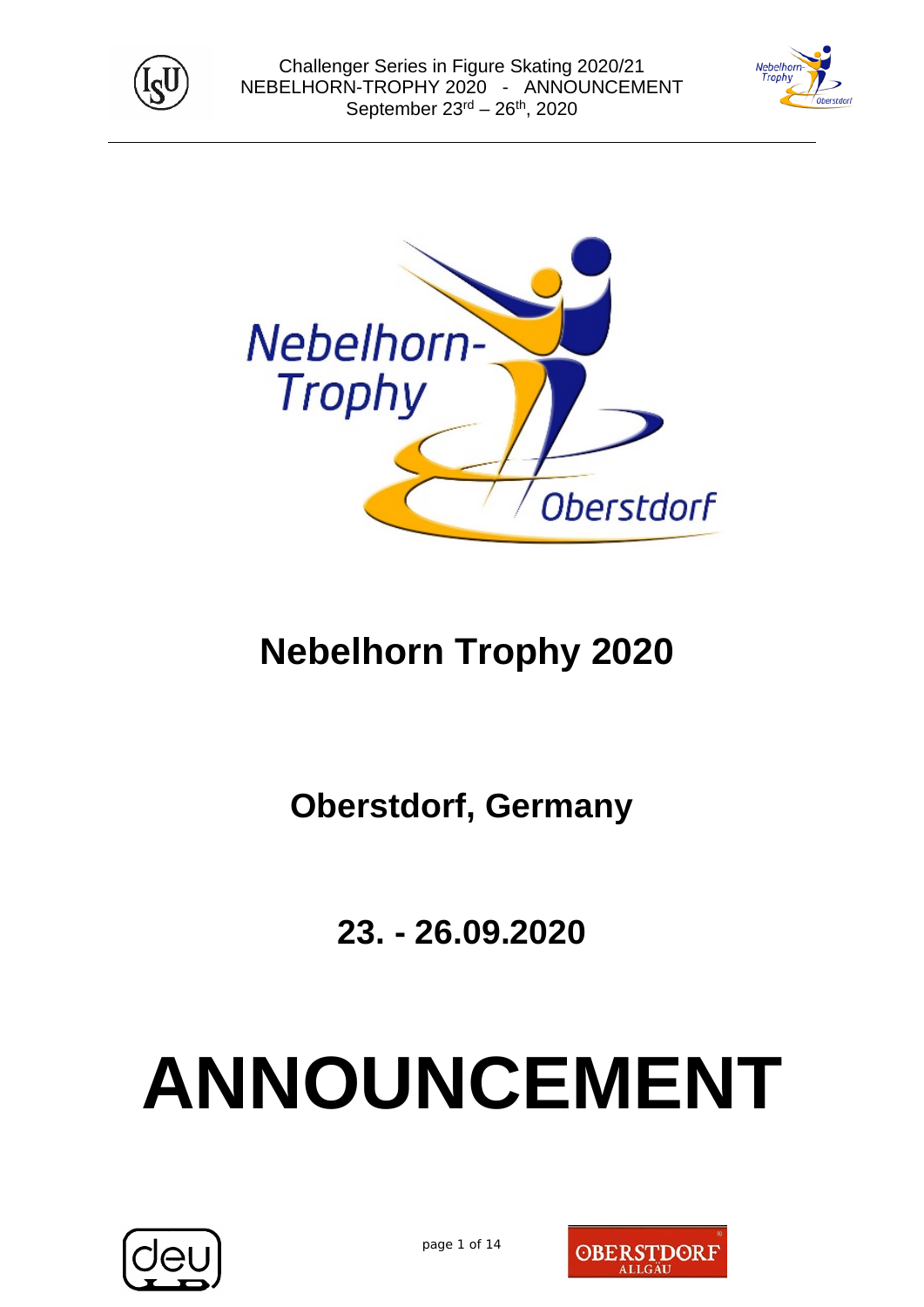# Nebelhorn Trophy 2020

## Oberstdorf, Germany

## 23. - 26.09.2020

# ANNOUNCEMENT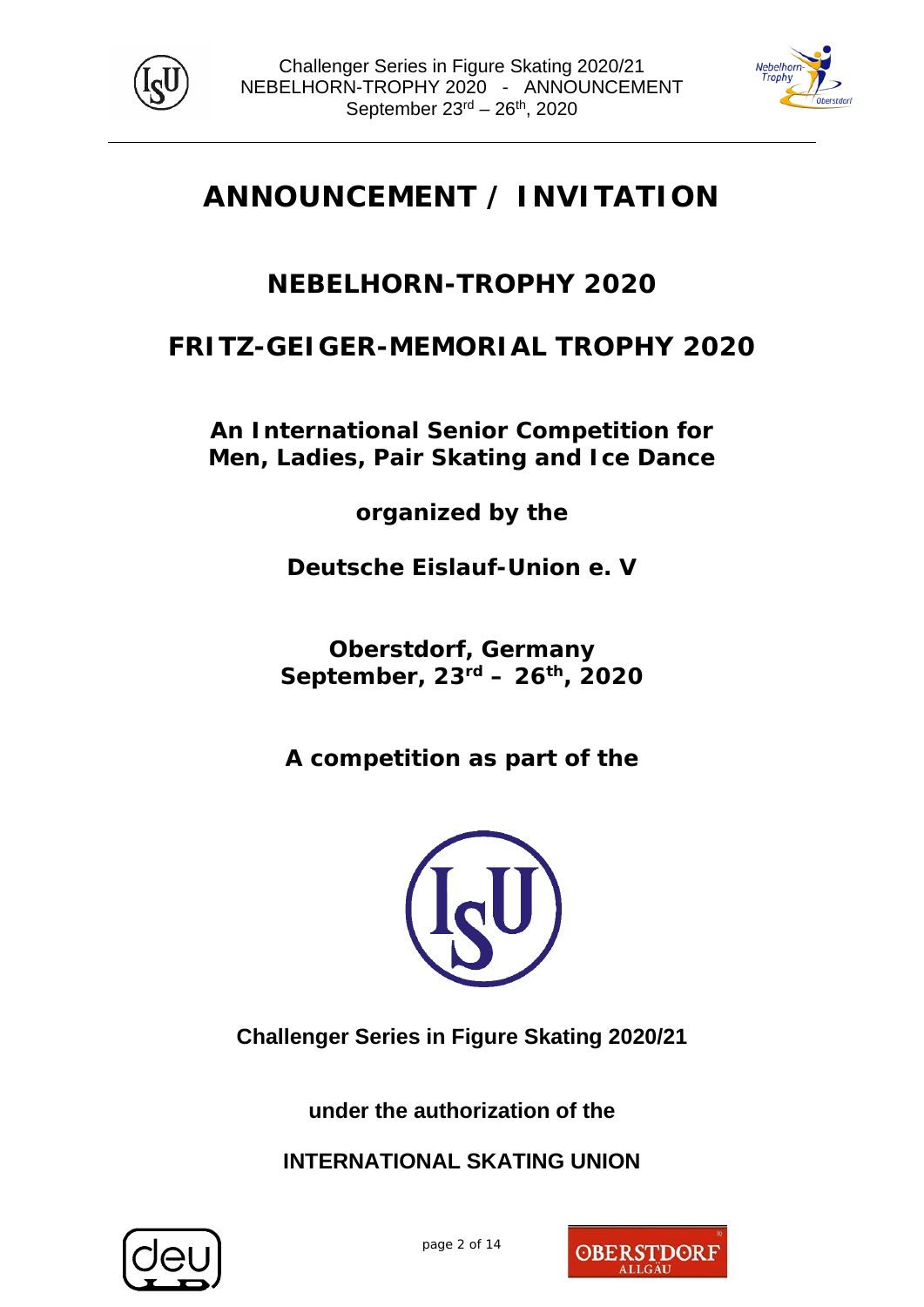# ANNOUNCEMENT / INVITATION

## NEBELHORN-TROPHY 2020

## FRITZ-GEIGER-MEMORIAL TROPHY 2020

**An International Senior Competition for Men, Ladies, Pair Skating and Ice Dance**

**organized by the**

**Deutsche Eislauf-Union e. V**

**Oberstdorf, Germany**
**September, 23rd – 26th, 2020**

**A competition as part of the**

**Challenger Series in Figure Skating 2020/21**

**under the authorization of the**

**INTERNATIONAL SKATING UNION**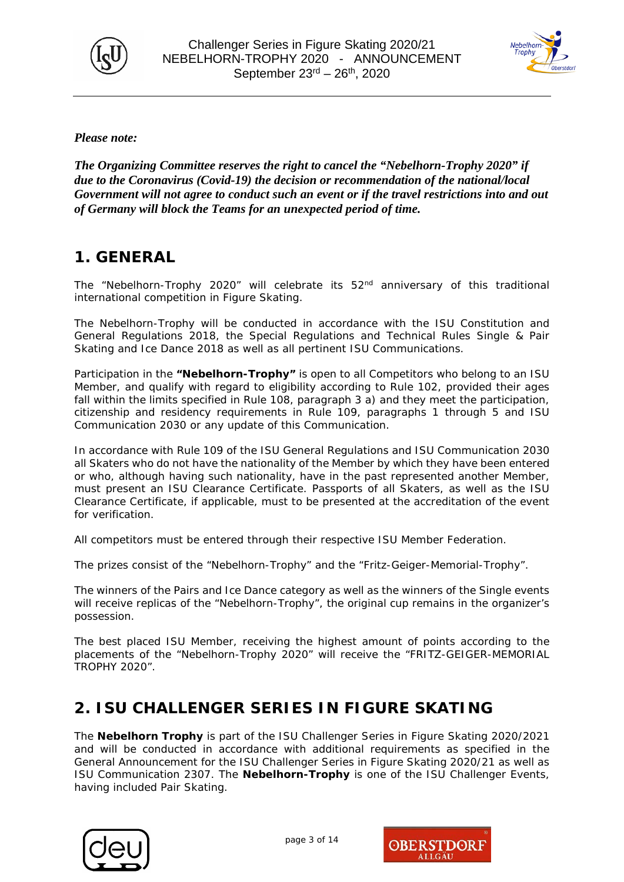***Please note:***

***The Organizing Committee reserves the right to cancel the "Nebelhorn-Trophy 2020" if due to the Coronavirus (Covid-19) the decision or recommendation of the national/local Government will not agree to conduct such an event or if the travel restrictions into and out of Germany will block the Teams for an unexpected period of time.***

# 1. GENERAL

The "Nebelhorn-Trophy 2020" will celebrate its 52nd anniversary of this traditional international competition in Figure Skating.

The Nebelhorn-Trophy will be conducted in accordance with the ISU Constitution and General Regulations 2018, the Special Regulations and Technical Rules Single & Pair Skating and Ice Dance 2018 as well as all pertinent ISU Communications.

Participation in the **"Nebelhorn-Trophy"** is open to all Competitors who belong to an ISU Member, and qualify with regard to eligibility according to Rule 102, provided their ages fall within the limits specified in Rule 108, paragraph 3 a) and they meet the participation, citizenship and residency requirements in Rule 109, paragraphs 1 through 5 and ISU Communication 2030 or any update of this Communication.

In accordance with Rule 109 of the ISU General Regulations and ISU Communication 2030 all Skaters who do not have the nationality of the Member by which they have been entered or who, although having such nationality, have in the past represented another Member, must present an ISU Clearance Certificate. Passports of all Skaters, as well as the ISU Clearance Certificate, if applicable, must to be presented at the accreditation of the event for verification.

All competitors must be entered through their respective ISU Member Federation.

The prizes consist of the "Nebelhorn-Trophy" and the "Fritz-Geiger-Memorial-Trophy".

The winners of the Pairs and Ice Dance category as well as the winners of the Single events will receive replicas of the "Nebelhorn-Trophy", the original cup remains in the organizer's possession.

The best placed ISU Member, receiving the highest amount of points according to the placements of the "Nebelhorn-Trophy 2020" will receive the "FRITZ-GEIGER-MEMORIAL TROPHY 2020".

# 2. ISU CHALLENGER SERIES IN FIGURE SKATING

The **Nebelhorn Trophy** is part of the ISU Challenger Series in Figure Skating 2020/2021 and will be conducted in accordance with additional requirements as specified in the General Announcement for the ISU Challenger Series in Figure Skating 2020/21 as well as ISU Communication 2307. The **Nebelhorn-Trophy** is one of the ISU Challenger Events, having included Pair Skating.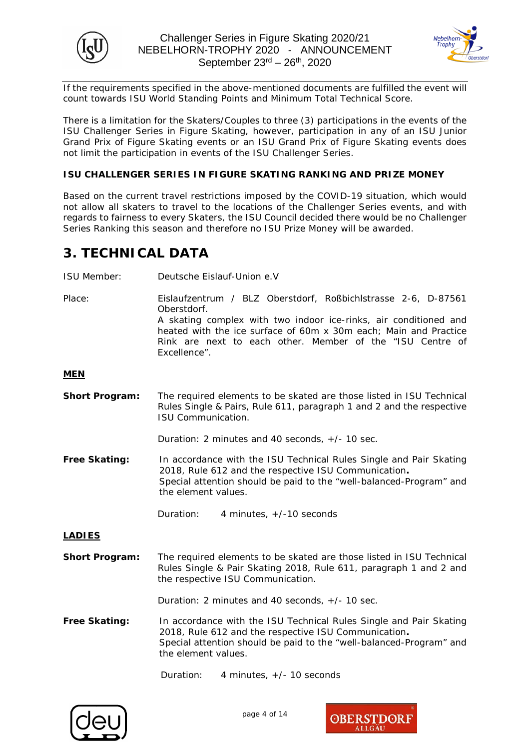If the requirements specified in the above-mentioned documents are fulfilled the event will count towards ISU World Standing Points and Minimum Total Technical Score.

There is a limitation for the Skaters/Couples to three (3) participations in the events of the ISU Challenger Series in Figure Skating, however, participation in any of an ISU Junior Grand Prix of Figure Skating events or an ISU Grand Prix of Figure Skating events does not limit the participation in events of the ISU Challenger Series.

**ISU CHALLENGER SERIES IN FIGURE SKATING RANKING AND PRIZE MONEY**

Based on the current travel restrictions imposed by the COVID-19 situation, which would not allow all skaters to travel to the locations of the Challenger Series events, and with regards to fairness to every Skaters, the ISU Council decided there would be no Challenger Series Ranking this season and therefore no ISU Prize Money will be awarded.

# 3. TECHNICAL DATA

ISU Member: Deutsche Eislauf-Union e.V

Place: Eislaufzentrum / BLZ Oberstdorf, Roßbichlstrasse 2-6, D-87561 Oberstdorf.
A skating complex with two indoor ice-rinks, air conditioned and heated with the ice surface of 60m x 30m each; Main and Practice Rink are next to each other. Member of the "ISU Centre of Excellence".

**MEN**

**Short Program:** The required elements to be skated are those listed in ISU Technical Rules Single & Pairs, Rule 611, paragraph 1 and 2 and the respective ISU Communication.

Duration: 2 minutes and 40 seconds, +/- 10 sec.

**Free Skating:** In accordance with the ISU Technical Rules Single and Pair Skating 2018, Rule 612 and the respective ISU Communication**.**
Special attention should be paid to the "well-balanced-Program" and the element values.

Duration: 4 minutes, +/-10 seconds

**LADIES**

**Short Program:** The required elements to be skated are those listed in ISU Technical Rules Single & Pair Skating 2018, Rule 611, paragraph 1 and 2 and the respective ISU Communication.

Duration: 2 minutes and 40 seconds, +/- 10 sec.

**Free Skating:** In accordance with the ISU Technical Rules Single and Pair Skating 2018, Rule 612 and the respective ISU Communication**.**
Special attention should be paid to the "well-balanced-Program" and the element values.

Duration: 4 minutes, +/- 10 seconds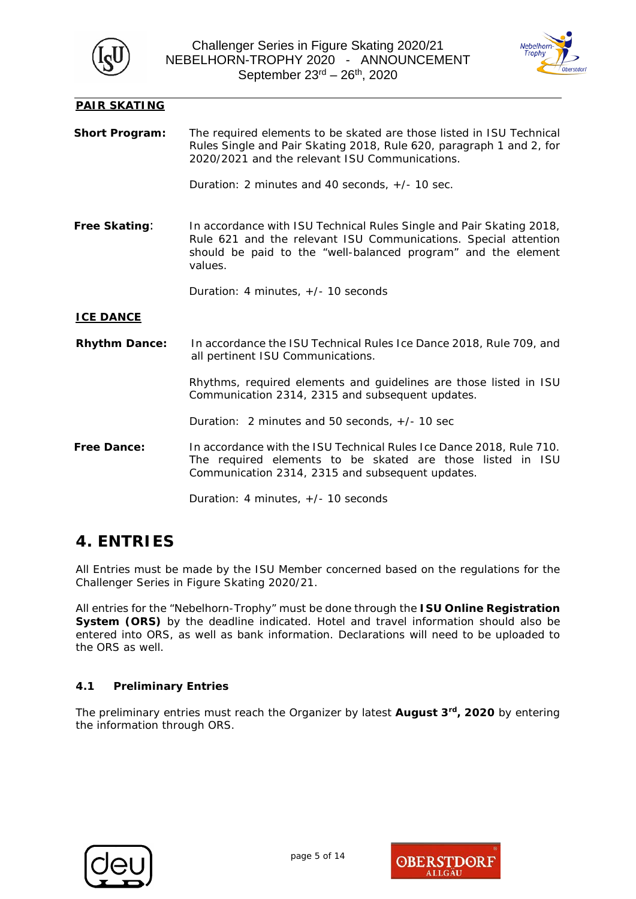**PAIR SKATING**

**Short Program:** The required elements to be skated are those listed in ISU Technical Rules Single and Pair Skating 2018, Rule 620, paragraph 1 and 2, for 2020/2021 and the relevant ISU Communications.

Duration: 2 minutes and 40 seconds, +/- 10 sec.

**Free Skating:** In accordance with ISU Technical Rules Single and Pair Skating 2018, Rule 621 and the relevant ISU Communications. Special attention should be paid to the "well-balanced program" and the element values.

Duration: 4 minutes, +/- 10 seconds

**ICE DANCE**

**Rhythm Dance:** In accordance the ISU Technical Rules Ice Dance 2018, Rule 709, and all pertinent ISU Communications.

Rhythms, required elements and guidelines are those listed in ISU Communication 2314, 2315 and subsequent updates.

Duration: 2 minutes and 50 seconds, +/- 10 sec

**Free Dance:** In accordance with the ISU Technical Rules Ice Dance 2018, Rule 710. The required elements to be skated are those listed in ISU Communication 2314, 2315 and subsequent updates.

Duration: 4 minutes, +/- 10 seconds

# 4. ENTRIES

All Entries must be made by the ISU Member concerned based on the regulations for the Challenger Series in Figure Skating 2020/21.

All entries for the "Nebelhorn-Trophy" must be done through the **ISU Online Registration System (ORS)** by the deadline indicated. Hotel and travel information should also be entered into ORS, as well as bank information. Declarations will need to be uploaded to the ORS as well.

### 4.1 Preliminary Entries

The preliminary entries must reach the Organizer by latest **August 3rd, 2020** by entering the information through ORS.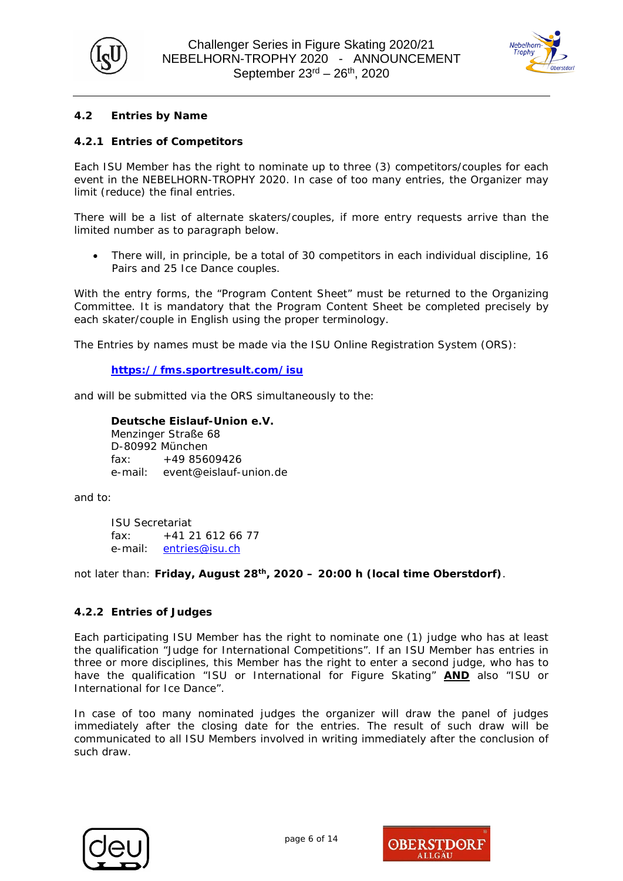### 4.2 Entries by Name

#### 4.2.1 Entries of Competitors

Each ISU Member has the right to nominate up to three (3) competitors/couples for each event in the NEBELHORN-TROPHY 2020. In case of too many entries, the Organizer may limit (reduce) the final entries.

There will be a list of alternate skaters/couples, if more entry requests arrive than the limited number as to paragraph below.

- There will, in principle, be a total of 30 competitors in each individual discipline, 16 Pairs and 25 Ice Dance couples.

With the entry forms, the "Program Content Sheet" must be returned to the Organizing Committee. It is mandatory that the Program Content Sheet be completed precisely by each skater/couple in English using the proper terminology.

The Entries by names must be made via the ISU Online Registration System (ORS):

**https://fms.sportresult.com/isu**

and will be submitted via the ORS simultaneously to the:

**Deutsche Eislauf-Union e.V.**
Menzinger Straße 68
D-80992 München
fax: +49 85609426
e-mail: event@eislauf-union.de

and to:

ISU Secretariat
fax: +41 21 612 66 77
e-mail: entries@isu.ch

not later than: **Friday, August 28th, 2020 – 20:00 h (local time Oberstdorf)**.

#### 4.2.2 Entries of Judges

Each participating ISU Member has the right to nominate one (1) judge who has at least the qualification "Judge for International Competitions". If an ISU Member has entries in three or more disciplines, this Member has the right to enter a second judge, who has to have the qualification "ISU or International for Figure Skating" **AND** also "ISU or International for Ice Dance".

In case of too many nominated judges the organizer will draw the panel of judges immediately after the closing date for the entries. The result of such draw will be communicated to all ISU Members involved in writing immediately after the conclusion of such draw.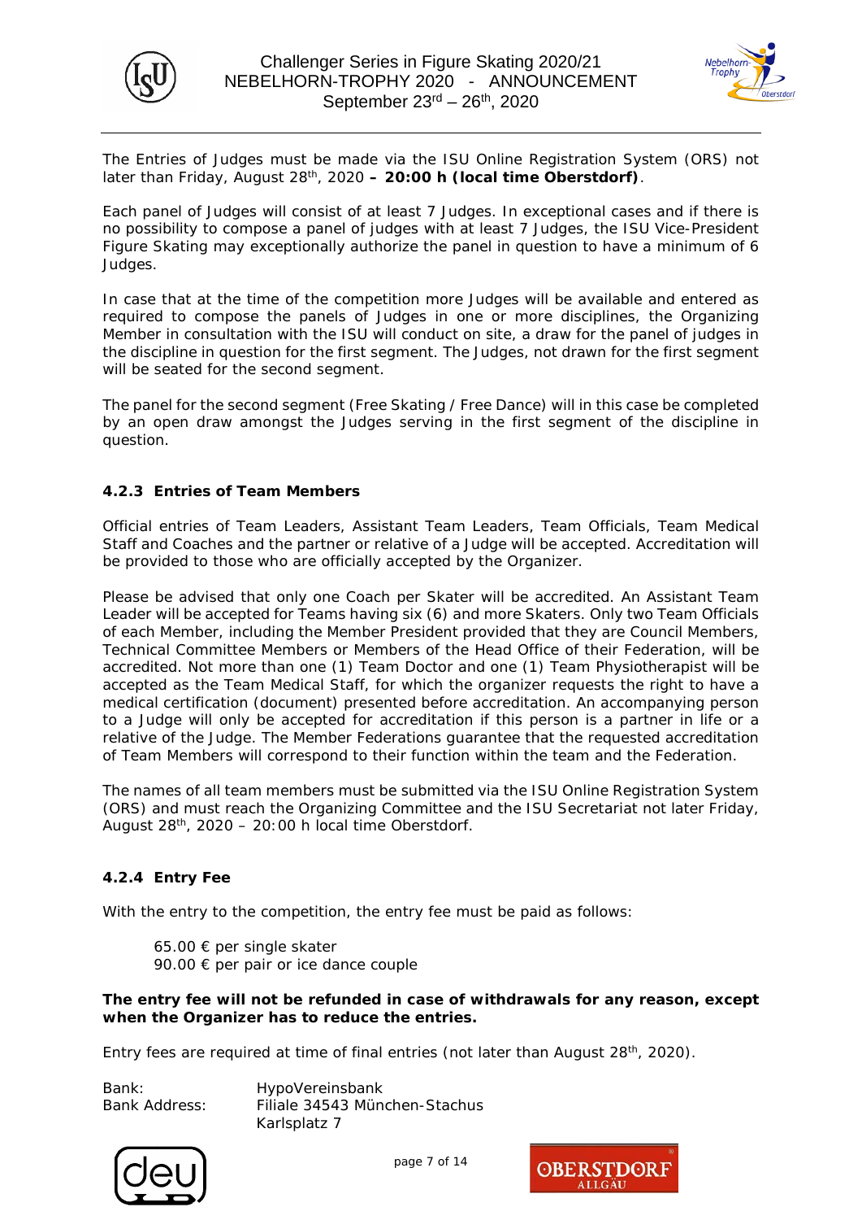The Entries of Judges must be made via the ISU Online Registration System (ORS) not later than Friday, August 28th, 2020 **– 20:00 h (local time Oberstdorf)**.

Each panel of Judges will consist of at least 7 Judges. In exceptional cases and if there is no possibility to compose a panel of judges with at least 7 Judges, the ISU Vice-President Figure Skating may exceptionally authorize the panel in question to have a minimum of 6 Judges.

In case that at the time of the competition more Judges will be available and entered as required to compose the panels of Judges in one or more disciplines, the Organizing Member in consultation with the ISU will conduct on site, a draw for the panel of judges in the discipline in question for the first segment. The Judges, not drawn for the first segment will be seated for the second segment.

The panel for the second segment (Free Skating / Free Dance) will in this case be completed by an open draw amongst the Judges serving in the first segment of the discipline in question.

#### 4.2.3 Entries of Team Members

Official entries of Team Leaders, Assistant Team Leaders, Team Officials, Team Medical Staff and Coaches and the partner or relative of a Judge will be accepted. Accreditation will be provided to those who are officially accepted by the Organizer.

Please be advised that only one Coach per Skater will be accredited. An Assistant Team Leader will be accepted for Teams having six (6) and more Skaters. Only two Team Officials of each Member, including the Member President provided that they are Council Members, Technical Committee Members or Members of the Head Office of their Federation, will be accredited. Not more than one (1) Team Doctor and one (1) Team Physiotherapist will be accepted as the Team Medical Staff, for which the organizer requests the right to have a medical certification (document) presented before accreditation. An accompanying person to a Judge will only be accepted for accreditation if this person is a partner in life or a relative of the Judge. The Member Federations guarantee that the requested accreditation of Team Members will correspond to their function within the team and the Federation.

The names of all team members must be submitted via the ISU Online Registration System (ORS) and must reach the Organizing Committee and the ISU Secretariat not later Friday, August 28th, 2020 – 20:00 h local time Oberstdorf.

#### 4.2.4 Entry Fee

With the entry to the competition, the entry fee must be paid as follows:

65.00 € per single skater
90.00 € per pair or ice dance couple

**The entry fee will not be refunded in case of withdrawals for any reason, except when the Organizer has to reduce the entries.**

Entry fees are required at time of final entries (not later than August 28th, 2020).

| | |
|---|---|
| Bank: | HypoVereinsbank |
| Bank Address: | Filiale 34543 München-Stachus<br>Karlsplatz 7 |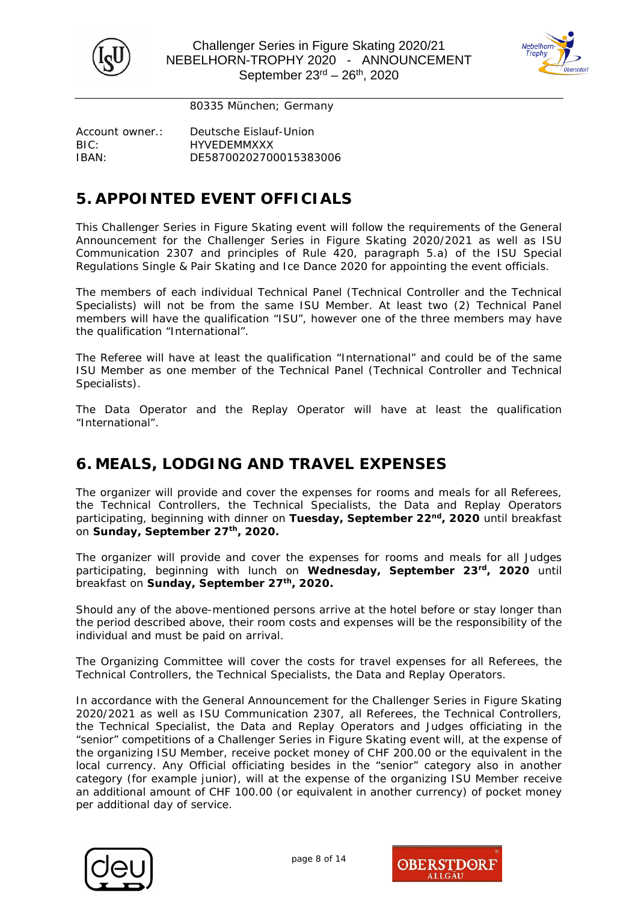80335 München; Germany

| | |
|---|---|
| Account owner.: | Deutsche Eislauf-Union |
| BIC: | HYVEDEMMXXX |
| IBAN: | DE58700202700015383006 |

## 5. APPOINTED EVENT OFFICIALS

This Challenger Series in Figure Skating event will follow the requirements of the General Announcement for the Challenger Series in Figure Skating 2020/2021 as well as ISU Communication 2307 and principles of Rule 420, paragraph 5.a) of the ISU Special Regulations Single & Pair Skating and Ice Dance 2020 for appointing the event officials.

The members of each individual Technical Panel (Technical Controller and the Technical Specialists) will not be from the same ISU Member. At least two (2) Technical Panel members will have the qualification "ISU", however one of the three members may have the qualification "International".

The Referee will have at least the qualification "International" and could be of the same ISU Member as one member of the Technical Panel (Technical Controller and Technical Specialists).

The Data Operator and the Replay Operator will have at least the qualification "International".

## 6. MEALS, LODGING AND TRAVEL EXPENSES

The organizer will provide and cover the expenses for rooms and meals for all Referees, the Technical Controllers, the Technical Specialists, the Data and Replay Operators participating, beginning with dinner on **Tuesday, September 22nd, 2020** until breakfast on **Sunday, September 27th, 2020.**

The organizer will provide and cover the expenses for rooms and meals for all Judges participating, beginning with lunch on **Wednesday, September 23rd, 2020** until breakfast on **Sunday, September 27th, 2020.**

Should any of the above-mentioned persons arrive at the hotel before or stay longer than the period described above, their room costs and expenses will be the responsibility of the individual and must be paid on arrival.

The Organizing Committee will cover the costs for travel expenses for all Referees, the Technical Controllers, the Technical Specialists, the Data and Replay Operators.

In accordance with the General Announcement for the Challenger Series in Figure Skating 2020/2021 as well as ISU Communication 2307, all Referees, the Technical Controllers, the Technical Specialist, the Data and Replay Operators and Judges officiating in the "senior" competitions of a Challenger Series in Figure Skating event will, at the expense of the organizing ISU Member, receive pocket money of CHF 200.00 or the equivalent in the local currency. Any Official officiating besides in the "senior" category also in another category (for example junior), will at the expense of the organizing ISU Member receive an additional amount of CHF 100.00 (or equivalent in another currency) of pocket money per additional day of service.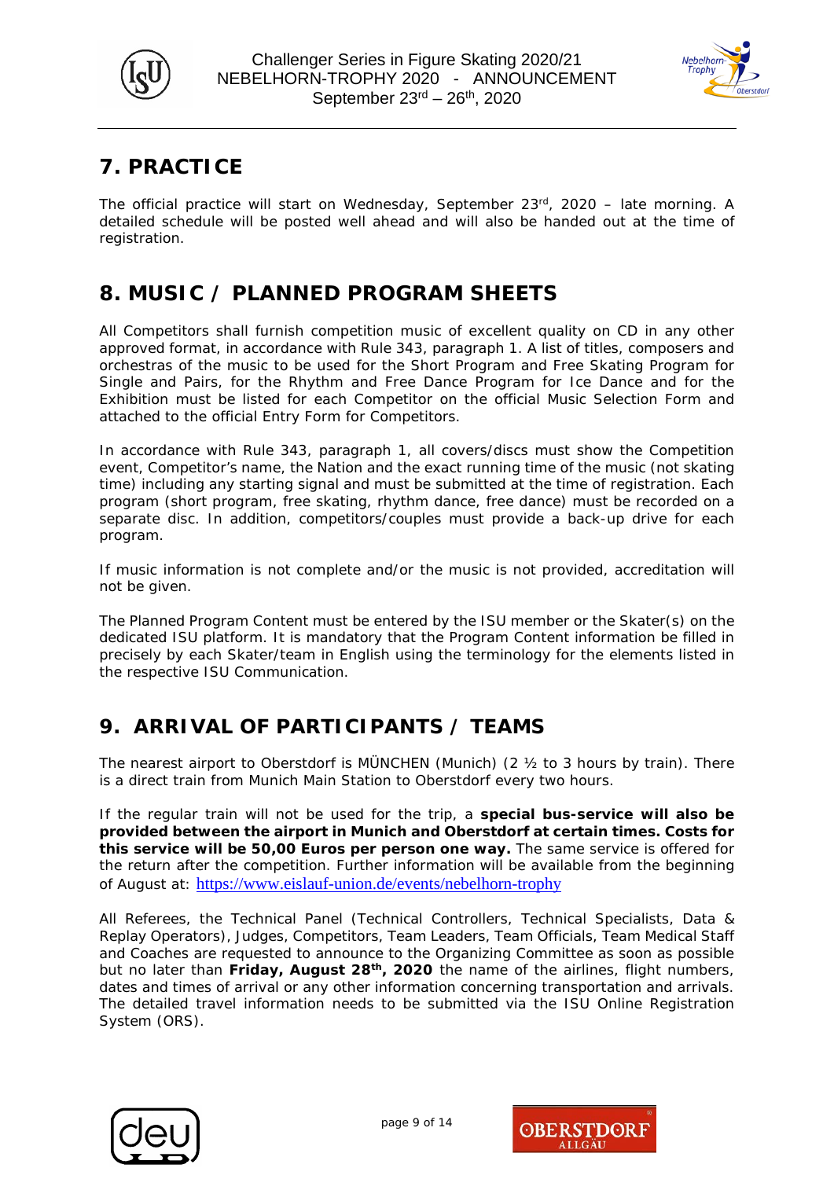## 7. PRACTICE

The official practice will start on Wednesday, September 23rd, 2020 – late morning. A detailed schedule will be posted well ahead and will also be handed out at the time of registration.

## 8. MUSIC / PLANNED PROGRAM SHEETS

All Competitors shall furnish competition music of excellent quality on CD in any other approved format, in accordance with Rule 343, paragraph 1. A list of titles, composers and orchestras of the music to be used for the Short Program and Free Skating Program for Single and Pairs, for the Rhythm and Free Dance Program for Ice Dance and for the Exhibition must be listed for each Competitor on the official Music Selection Form and attached to the official Entry Form for Competitors.

In accordance with Rule 343, paragraph 1, all covers/discs must show the Competition event, Competitor's name, the Nation and the exact running time of the music (not skating time) including any starting signal and must be submitted at the time of registration. Each program (short program, free skating, rhythm dance, free dance) must be recorded on a separate disc. In addition, competitors/couples must provide a back-up drive for each program.

If music information is not complete and/or the music is not provided, accreditation will not be given.

The Planned Program Content must be entered by the ISU member or the Skater(s) on the dedicated ISU platform. It is mandatory that the Program Content information be filled in precisely by each Skater/team in English using the terminology for the elements listed in the respective ISU Communication.

## 9. ARRIVAL OF PARTICIPANTS / TEAMS

The nearest airport to Oberstdorf is MÜNCHEN (Munich) (2 ½ to 3 hours by train). There is a direct train from Munich Main Station to Oberstdorf every two hours.

If the regular train will not be used for the trip, a **special bus-service will also be provided between the airport in Munich and Oberstdorf at certain times. Costs for this service will be 50,00 Euros per person one way.** The same service is offered for the return after the competition. Further information will be available from the beginning of August at: https://www.eislauf-union.de/events/nebelhorn-trophy

All Referees, the Technical Panel (Technical Controllers, Technical Specialists, Data & Replay Operators), Judges, Competitors, Team Leaders, Team Officials, Team Medical Staff and Coaches are requested to announce to the Organizing Committee as soon as possible but no later than **Friday, August 28th, 2020** the name of the airlines, flight numbers, dates and times of arrival or any other information concerning transportation and arrivals. The detailed travel information needs to be submitted via the ISU Online Registration System (ORS).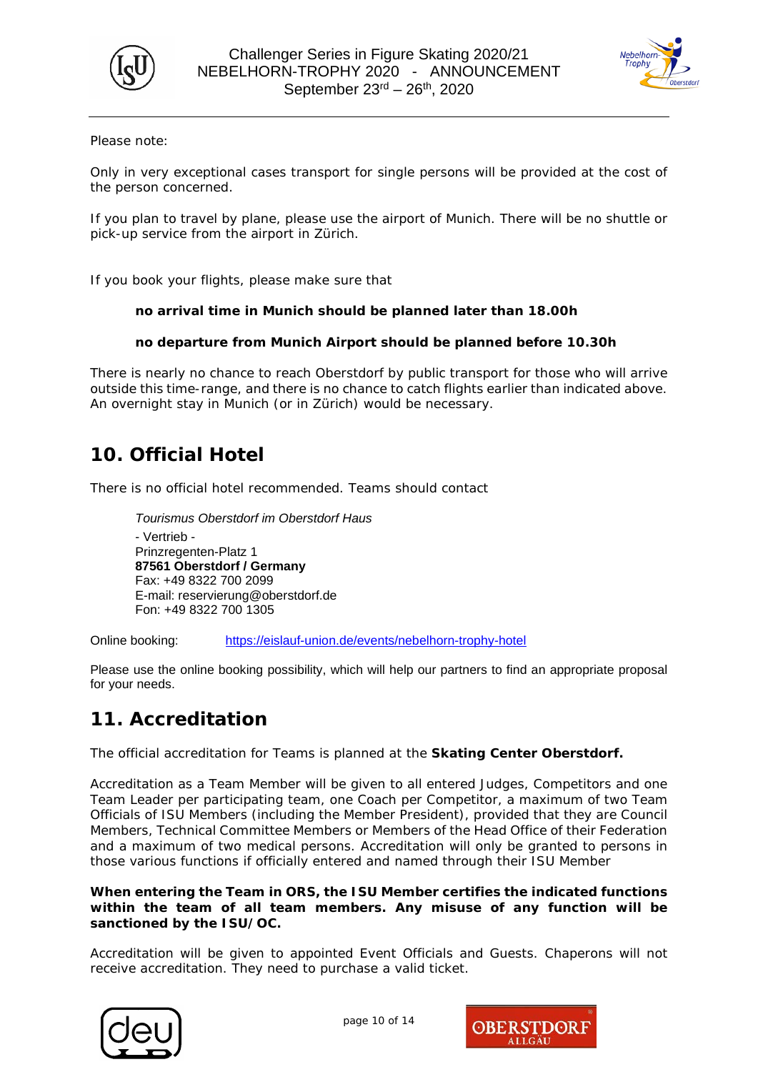Please note:

Only in very exceptional cases transport for single persons will be provided at the cost of the person concerned.

If you plan to travel by plane, please use the airport of Munich. There will be no shuttle or pick-up service from the airport in Zürich.

If you book your flights, please make sure that

**no arrival time in Munich should be planned later than 18.00h**

**no departure from Munich Airport should be planned before 10.30h**

There is nearly no chance to reach Oberstdorf by public transport for those who will arrive outside this time-range, and there is no chance to catch flights earlier than indicated above. An overnight stay in Munich (or in Zürich) would be necessary.

## 10. Official Hotel

There is no official hotel recommended. Teams should contact

*Tourismus Oberstdorf im Oberstdorf Haus*
- Vertrieb -
Prinzregenten-Platz 1
**87561 Oberstdorf / Germany**
Fax: +49 8322 700 2099
E-mail: reservierung@oberstdorf.de
Fon: +49 8322 700 1305

Online booking: https://eislauf-union.de/events/nebelhorn-trophy-hotel

Please use the online booking possibility, which will help our partners to find an appropriate proposal for your needs.

## 11. Accreditation

The official accreditation for Teams is planned at the **Skating Center Oberstdorf.**

Accreditation as a Team Member will be given to all entered Judges, Competitors and one Team Leader per participating team, one Coach per Competitor, a maximum of two Team Officials of ISU Members (including the Member President), provided that they are Council Members, Technical Committee Members or Members of the Head Office of their Federation and a maximum of two medical persons. Accreditation will only be granted to persons in those various functions if officially entered and named through their ISU Member

**When entering the Team in ORS, the ISU Member certifies the indicated functions within the team of all team members. Any misuse of any function will be sanctioned by the ISU/OC.**

Accreditation will be given to appointed Event Officials and Guests. Chaperons will not receive accreditation. They need to purchase a valid ticket.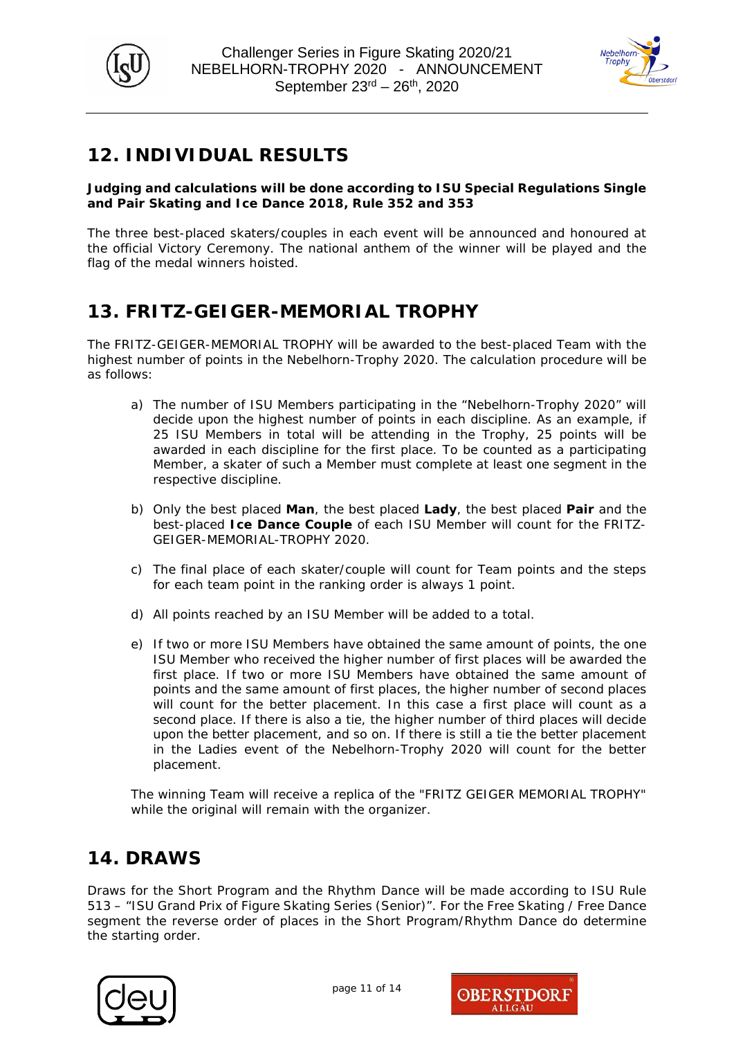## 12. INDIVIDUAL RESULTS

**Judging and calculations will be done according to ISU Special Regulations Single and Pair Skating and Ice Dance 2018, Rule 352 and 353**

The three best-placed skaters/couples in each event will be announced and honoured at the official Victory Ceremony. The national anthem of the winner will be played and the flag of the medal winners hoisted.

## 13. FRITZ-GEIGER-MEMORIAL TROPHY

The FRITZ-GEIGER-MEMORIAL TROPHY will be awarded to the best-placed Team with the highest number of points in the Nebelhorn-Trophy 2020. The calculation procedure will be as follows:

a) The number of ISU Members participating in the "Nebelhorn-Trophy 2020" will decide upon the highest number of points in each discipline. As an example, if 25 ISU Members in total will be attending in the Trophy, 25 points will be awarded in each discipline for the first place. To be counted as a participating Member, a skater of such a Member must complete at least one segment in the respective discipline.

b) Only the best placed **Man**, the best placed **Lady**, the best placed **Pair** and the best-placed **Ice Dance Couple** of each ISU Member will count for the FRITZ-GEIGER-MEMORIAL-TROPHY 2020.

c) The final place of each skater/couple will count for Team points and the steps for each team point in the ranking order is always 1 point.

d) All points reached by an ISU Member will be added to a total.

e) If two or more ISU Members have obtained the same amount of points, the one ISU Member who received the higher number of first places will be awarded the first place. If two or more ISU Members have obtained the same amount of points and the same amount of first places, the higher number of second places will count for the better placement. In this case a first place will count as a second place. If there is also a tie, the higher number of third places will decide upon the better placement, and so on. If there is still a tie the better placement in the Ladies event of the Nebelhorn-Trophy 2020 will count for the better placement.

The winning Team will receive a replica of the "FRITZ GEIGER MEMORIAL TROPHY" while the original will remain with the organizer.

## 14. DRAWS

Draws for the Short Program and the Rhythm Dance will be made according to ISU Rule 513 – "ISU Grand Prix of Figure Skating Series (Senior)". For the Free Skating / Free Dance segment the reverse order of places in the Short Program/Rhythm Dance do determine the starting order.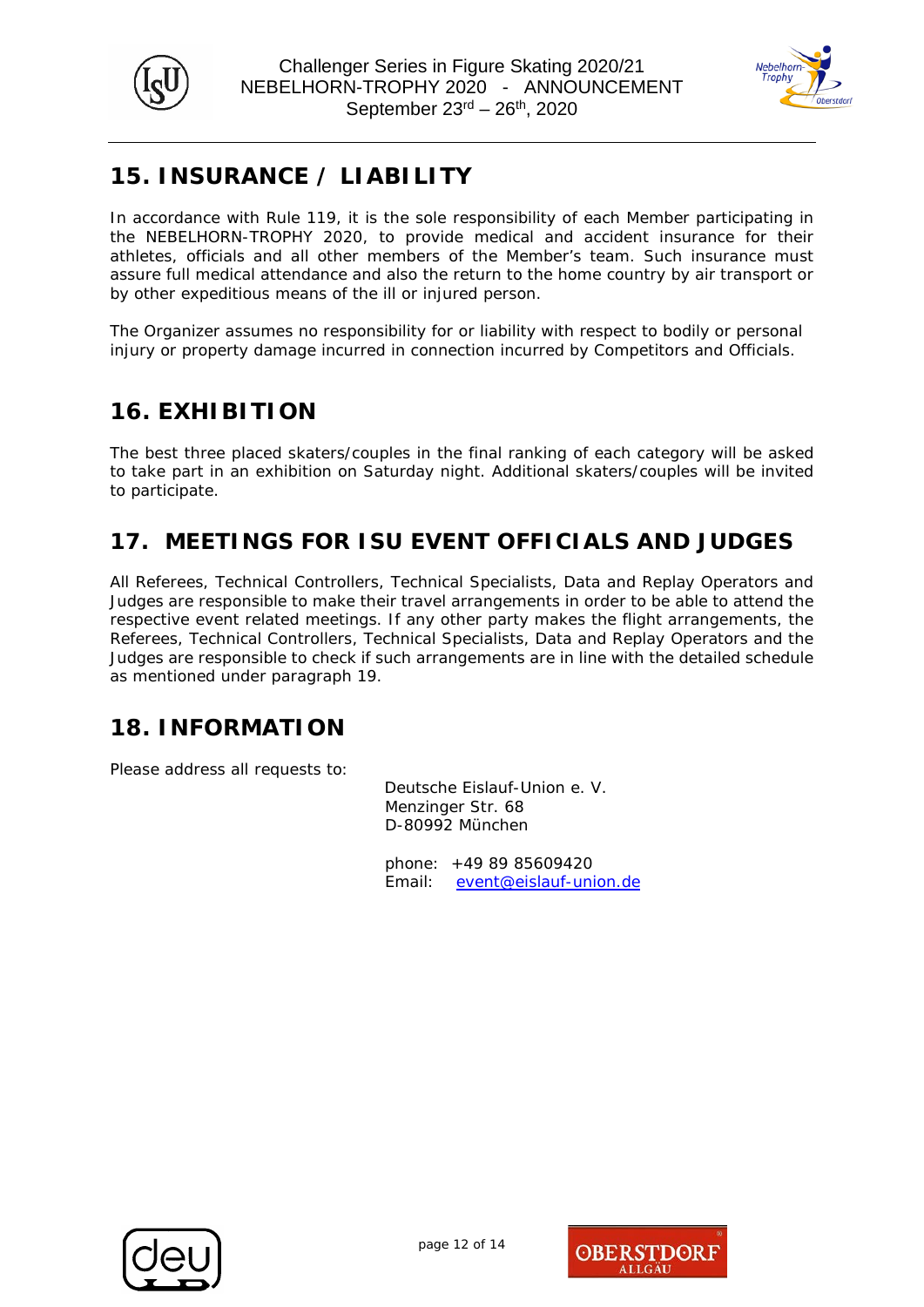## 15. INSURANCE / LIABILITY

In accordance with Rule 119, it is the sole responsibility of each Member participating in the NEBELHORN-TROPHY 2020, to provide medical and accident insurance for their athletes, officials and all other members of the Member's team. Such insurance must assure full medical attendance and also the return to the home country by air transport or by other expeditious means of the ill or injured person.

The Organizer assumes no responsibility for or liability with respect to bodily or personal injury or property damage incurred in connection incurred by Competitors and Officials.

## 16. EXHIBITION

The best three placed skaters/couples in the final ranking of each category will be asked to take part in an exhibition on Saturday night. Additional skaters/couples will be invited to participate.

## 17. MEETINGS FOR ISU EVENT OFFICIALS AND JUDGES

All Referees, Technical Controllers, Technical Specialists, Data and Replay Operators and Judges are responsible to make their travel arrangements in order to be able to attend the respective event related meetings. If any other party makes the flight arrangements, the Referees, Technical Controllers, Technical Specialists, Data and Replay Operators and the Judges are responsible to check if such arrangements are in line with the detailed schedule as mentioned under paragraph 19.

## 18. INFORMATION

Please address all requests to:

Deutsche Eislauf-Union e. V.
Menzinger Str. 68
D-80992 München

phone: +49 89 85609420
Email: event@eislauf-union.de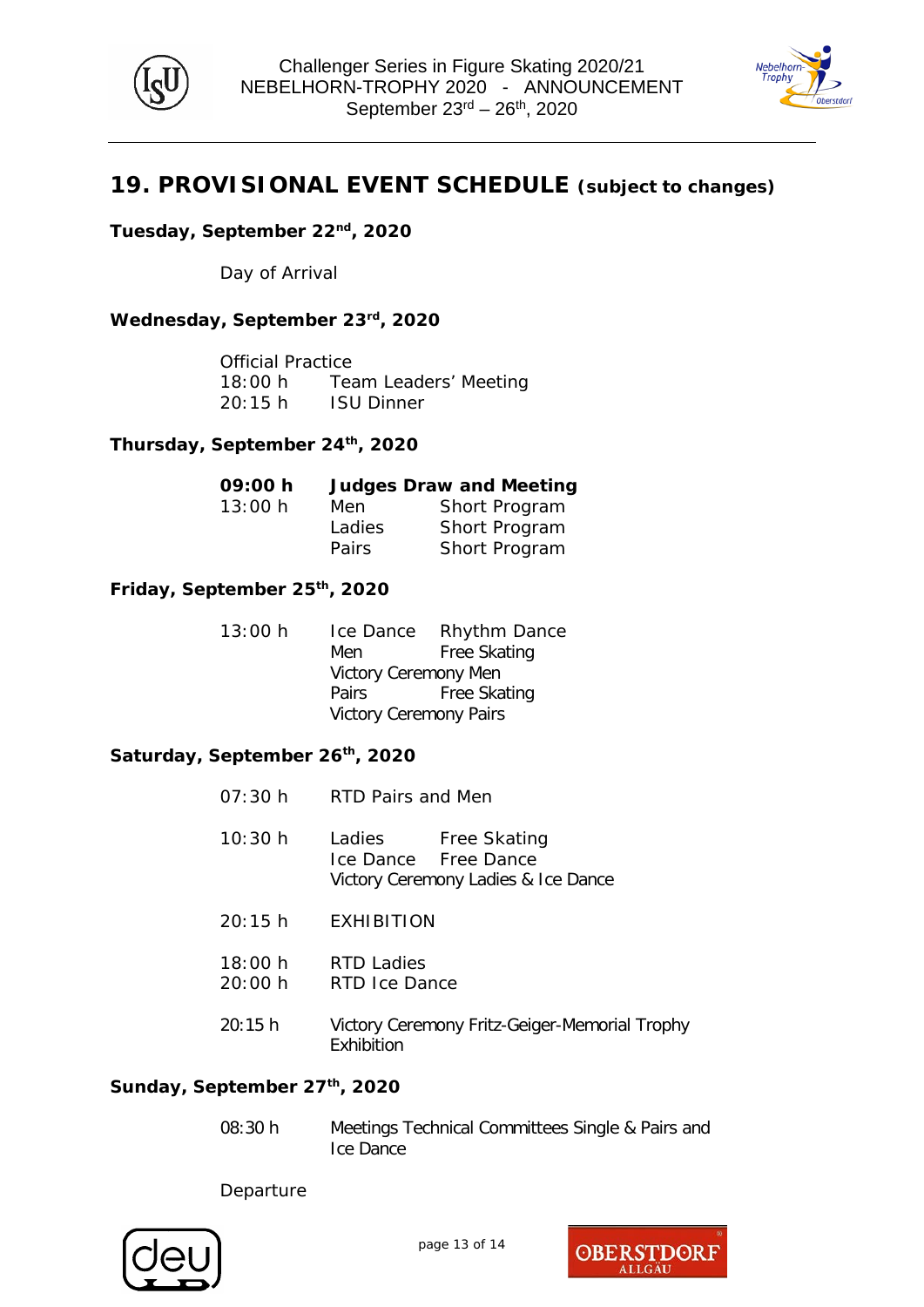## 19. PROVISIONAL EVENT SCHEDULE **(subject to changes)**

**Tuesday, September 22nd, 2020**

Day of Arrival

**Wednesday, September 23rd, 2020**

| | | |
|---|---|---|
| Official Practice | | |
| 18:00 h | Team Leaders' Meeting | |
| 20:15 h | ISU Dinner | |

**Thursday, September 24th, 2020**

| | | |
|---|---|---|
| **09:00 h** | **Judges Draw and Meeting** | |
| 13:00 h | Men | Short Program |
| | Ladies | Short Program |
| | Pairs | Short Program |

**Friday, September 25th, 2020**

| | | |
|---|---|---|
| 13:00 h | Ice Dance | Rhythm Dance |
| | Men | Free Skating |
| | Victory Ceremony Men | |
| | Pairs | Free Skating |
| | Victory Ceremony Pairs | |

**Saturday, September 26th, 2020**

| | | |
|---|---|---|
| 07:30 h | RTD Pairs and Men | |
| 10:30 h | Ladies | Free Skating |
| | Ice Dance | Free Dance |
| | Victory Ceremony Ladies & Ice Dance | |
| 20:15 h | EXHIBITION | |
| 18:00 h | RTD Ladies | |
| 20:00 h | RTD Ice Dance | |
| 20:15 h | Victory Ceremony Fritz-Geiger-Memorial Trophy Exhibition | |

**Sunday, September 27th, 2020**

| | |
|---|---|
| 08:30 h | Meetings Technical Committees Single & Pairs and Ice Dance |

Departure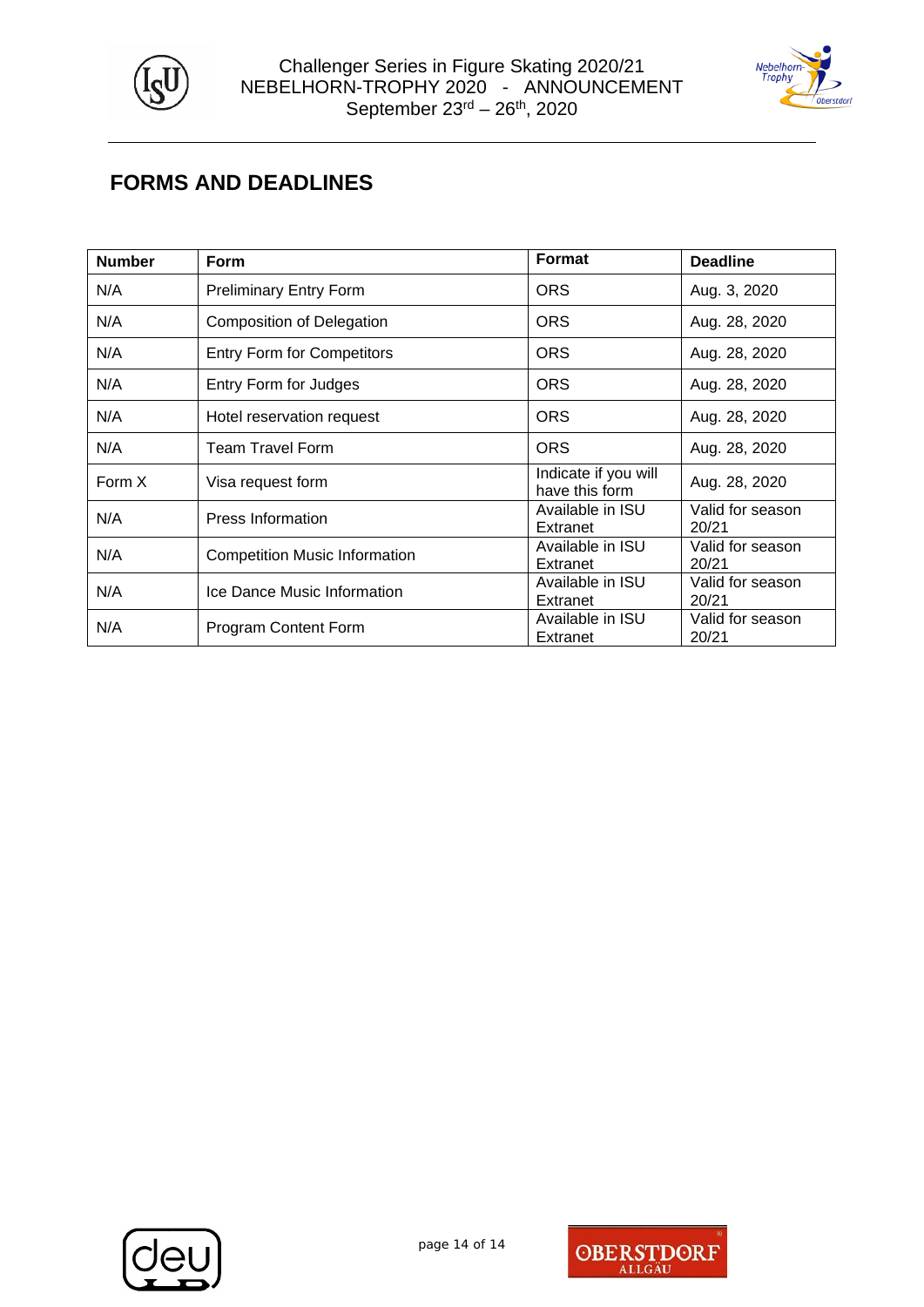## FORMS AND DEADLINES

| Number | Form | Format | Deadline |
|---|---|---|---|
| N/A | Preliminary Entry Form | ORS | Aug. 3, 2020 |
| N/A | Composition of Delegation | ORS | Aug. 28, 2020 |
| N/A | Entry Form for Competitors | ORS | Aug. 28, 2020 |
| N/A | Entry Form for Judges | ORS | Aug. 28, 2020 |
| N/A | Hotel reservation request | ORS | Aug. 28, 2020 |
| N/A | Team Travel Form | ORS | Aug. 28, 2020 |
| Form X | Visa request form | Indicate if you will have this form | Aug. 28, 2020 |
| N/A | Press Information | Available in ISU Extranet | Valid for season 20/21 |
| N/A | Competition Music Information | Available in ISU Extranet | Valid for season 20/21 |
| N/A | Ice Dance Music Information | Available in ISU Extranet | Valid for season 20/21 |
| N/A | Program Content Form | Available in ISU Extranet | Valid for season 20/21 |